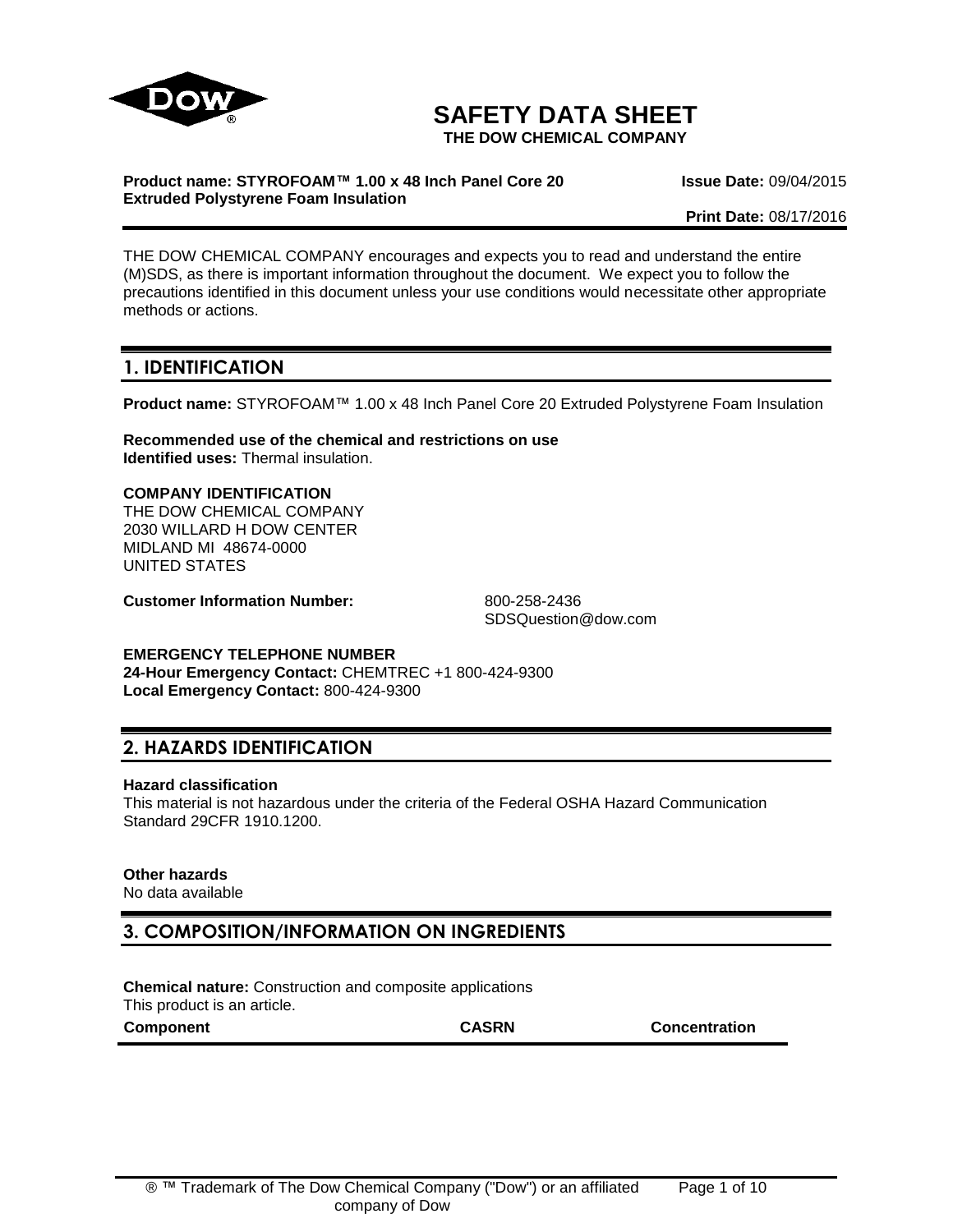# SAFETY DATA SHEET

**THE DOW CHEMICAL COMPANY**

**Product name: STYROFOAM™ 1.00 x 48 Inch Panel Core 20 Extruded Polystyrene Foam Insulation**

**Issue Date:** 09/04/2015

**Print Date:** 08/17/2016

THE DOW CHEMICAL COMPANY encourages and expects you to read and understand the entire (M)SDS, as there is important information throughout the document. We expect you to follow the precautions identified in this document unless your use conditions would necessitate other appropriate methods or actions.

## 1. IDENTIFICATION

**Product name:** STYROFOAM™ 1.00 x 48 Inch Panel Core 20 Extruded Polystyrene Foam Insulation

**Recommended use of the chemical and restrictions on use**
**Identified uses:** Thermal insulation.

**COMPANY IDENTIFICATION**
THE DOW CHEMICAL COMPANY
2030 WILLARD H DOW CENTER
MIDLAND MI 48674-0000
UNITED STATES

**Customer Information Number:** 800-258-2436
SDSQuestion@dow.com

**EMERGENCY TELEPHONE NUMBER**
**24-Hour Emergency Contact:** CHEMTREC +1 800-424-9300
**Local Emergency Contact:** 800-424-9300

## 2. HAZARDS IDENTIFICATION

**Hazard classification**
This material is not hazardous under the criteria of the Federal OSHA Hazard Communication Standard 29CFR 1910.1200.

**Other hazards**
No data available

## 3. COMPOSITION/INFORMATION ON INGREDIENTS

**Chemical nature:** Construction and composite applications
This product is an article.

| Component | CASRN | Concentration |
|---|---|---|

® ™ Trademark of The Dow Chemical Company ("Dow") or an affiliated company of Dow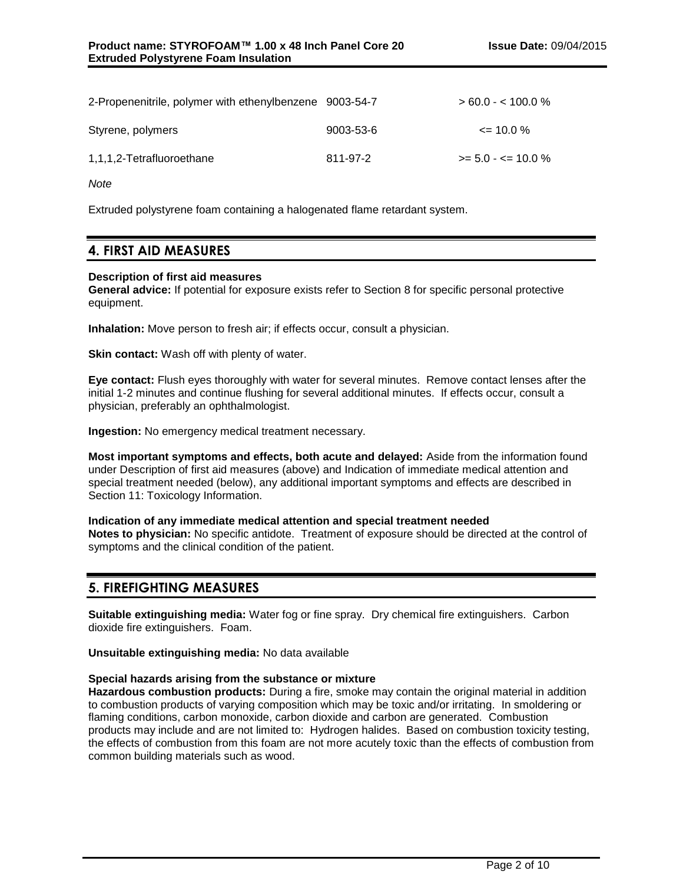| | | |
|---|---|---|
| 2-Propenenitrile, polymer with ethenylbenzene | 9003-54-7 | > 60.0 - < 100.0 % |
| Styrene, polymers | 9003-53-6 | <= 10.0 % |
| 1,1,1,2-Tetrafluoroethane | 811-97-2 | >= 5.0 - <= 10.0 % |

*Note*

Extruded polystyrene foam containing a halogenated flame retardant system.

## 4. FIRST AID MEASURES

**Description of first aid measures**

**General advice:** If potential for exposure exists refer to Section 8 for specific personal protective equipment.

**Inhalation:** Move person to fresh air; if effects occur, consult a physician.

**Skin contact:** Wash off with plenty of water.

**Eye contact:** Flush eyes thoroughly with water for several minutes. Remove contact lenses after the initial 1-2 minutes and continue flushing for several additional minutes. If effects occur, consult a physician, preferably an ophthalmologist.

**Ingestion:** No emergency medical treatment necessary.

**Most important symptoms and effects, both acute and delayed:** Aside from the information found under Description of first aid measures (above) and Indication of immediate medical attention and special treatment needed (below), any additional important symptoms and effects are described in Section 11: Toxicology Information.

**Indication of any immediate medical attention and special treatment needed**

**Notes to physician:** No specific antidote. Treatment of exposure should be directed at the control of symptoms and the clinical condition of the patient.

## 5. FIREFIGHTING MEASURES

**Suitable extinguishing media:** Water fog or fine spray. Dry chemical fire extinguishers. Carbon dioxide fire extinguishers. Foam.

**Unsuitable extinguishing media:** No data available

**Special hazards arising from the substance or mixture**

**Hazardous combustion products:** During a fire, smoke may contain the original material in addition to combustion products of varying composition which may be toxic and/or irritating. In smoldering or flaming conditions, carbon monoxide, carbon dioxide and carbon are generated. Combustion products may include and are not limited to: Hydrogen halides. Based on combustion toxicity testing, the effects of combustion from this foam are not more acutely toxic than the effects of combustion from common building materials such as wood.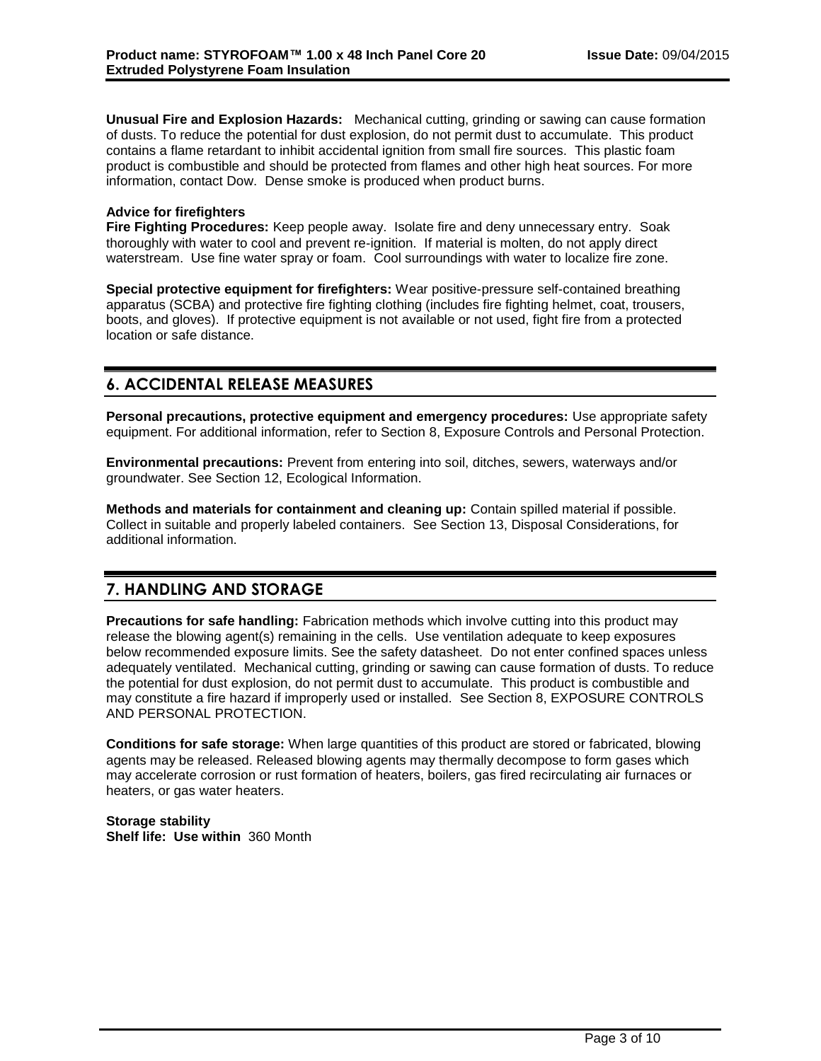**Unusual Fire and Explosion Hazards:** Mechanical cutting, grinding or sawing can cause formation of dusts. To reduce the potential for dust explosion, do not permit dust to accumulate. This product contains a flame retardant to inhibit accidental ignition from small fire sources. This plastic foam product is combustible and should be protected from flames and other high heat sources. For more information, contact Dow. Dense smoke is produced when product burns.

**Advice for firefighters**

**Fire Fighting Procedures:** Keep people away. Isolate fire and deny unnecessary entry. Soak thoroughly with water to cool and prevent re-ignition. If material is molten, do not apply direct waterstream. Use fine water spray or foam. Cool surroundings with water to localize fire zone.

**Special protective equipment for firefighters:** Wear positive-pressure self-contained breathing apparatus (SCBA) and protective fire fighting clothing (includes fire fighting helmet, coat, trousers, boots, and gloves). If protective equipment is not available or not used, fight fire from a protected location or safe distance.

## 6. ACCIDENTAL RELEASE MEASURES

**Personal precautions, protective equipment and emergency procedures:** Use appropriate safety equipment. For additional information, refer to Section 8, Exposure Controls and Personal Protection.

**Environmental precautions:** Prevent from entering into soil, ditches, sewers, waterways and/or groundwater. See Section 12, Ecological Information.

**Methods and materials for containment and cleaning up:** Contain spilled material if possible. Collect in suitable and properly labeled containers. See Section 13, Disposal Considerations, for additional information.

## 7. HANDLING AND STORAGE

**Precautions for safe handling:** Fabrication methods which involve cutting into this product may release the blowing agent(s) remaining in the cells. Use ventilation adequate to keep exposures below recommended exposure limits. See the safety datasheet. Do not enter confined spaces unless adequately ventilated. Mechanical cutting, grinding or sawing can cause formation of dusts. To reduce the potential for dust explosion, do not permit dust to accumulate. This product is combustible and may constitute a fire hazard if improperly used or installed. See Section 8, EXPOSURE CONTROLS AND PERSONAL PROTECTION.

**Conditions for safe storage:** When large quantities of this product are stored or fabricated, blowing agents may be released. Released blowing agents may thermally decompose to form gases which may accelerate corrosion or rust formation of heaters, boilers, gas fired recirculating air furnaces or heaters, or gas water heaters.

**Storage stability**

**Shelf life: Use within** 360 Month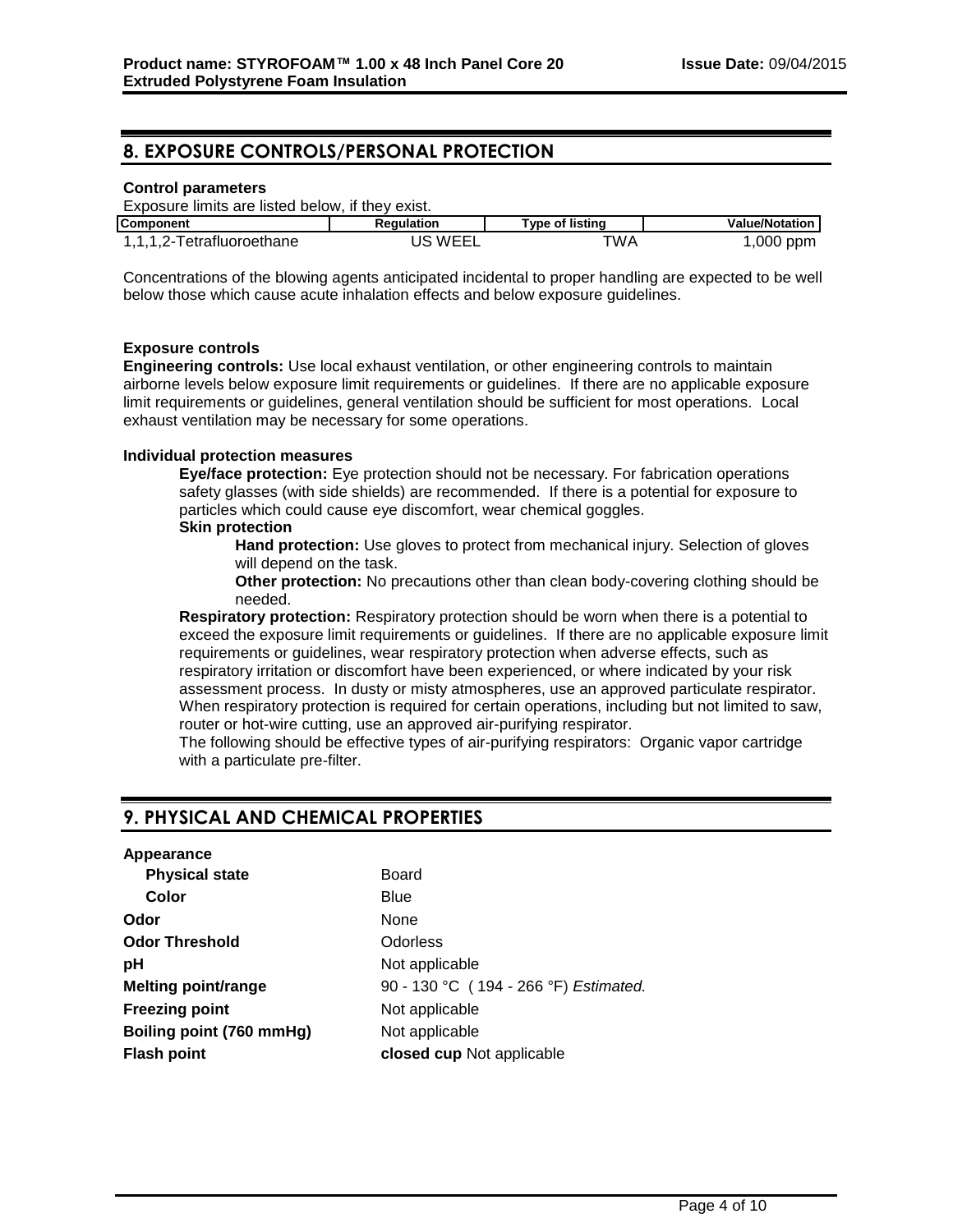## 8. EXPOSURE CONTROLS/PERSONAL PROTECTION

**Control parameters**

Exposure limits are listed below, if they exist.

| Component | Regulation | Type of listing | Value/Notation |
|---|---|---|---|
| 1,1,1,2-Tetrafluoroethane | US WEEL | TWA | 1,000 ppm |

Concentrations of the blowing agents anticipated incidental to proper handling are expected to be well below those which cause acute inhalation effects and below exposure guidelines.

**Exposure controls**

**Engineering controls:** Use local exhaust ventilation, or other engineering controls to maintain airborne levels below exposure limit requirements or guidelines. If there are no applicable exposure limit requirements or guidelines, general ventilation should be sufficient for most operations. Local exhaust ventilation may be necessary for some operations.

**Individual protection measures**

**Eye/face protection:** Eye protection should not be necessary. For fabrication operations safety glasses (with side shields) are recommended. If there is a potential for exposure to particles which could cause eye discomfort, wear chemical goggles.

**Skin protection**

**Hand protection:** Use gloves to protect from mechanical injury. Selection of gloves will depend on the task.

**Other protection:** No precautions other than clean body-covering clothing should be needed.

**Respiratory protection:** Respiratory protection should be worn when there is a potential to exceed the exposure limit requirements or guidelines. If there are no applicable exposure limit requirements or guidelines, wear respiratory protection when adverse effects, such as respiratory irritation or discomfort have been experienced, or where indicated by your risk assessment process. In dusty or misty atmospheres, use an approved particulate respirator. When respiratory protection is required for certain operations, including but not limited to saw, router or hot-wire cutting, use an approved air-purifying respirator.

The following should be effective types of air-purifying respirators: Organic vapor cartridge with a particulate pre-filter.

## 9. PHYSICAL AND CHEMICAL PROPERTIES

**Appearance**

| | |
|---|---|
| **Physical state** | Board |
| **Color** | Blue |
| **Odor** | None |
| **Odor Threshold** | Odorless |
| **pH** | Not applicable |
| **Melting point/range** | 90 - 130 °C ( 194 - 266 °F) *Estimated.* |
| **Freezing point** | Not applicable |
| **Boiling point (760 mmHg)** | Not applicable |
| **Flash point** | **closed cup** Not applicable |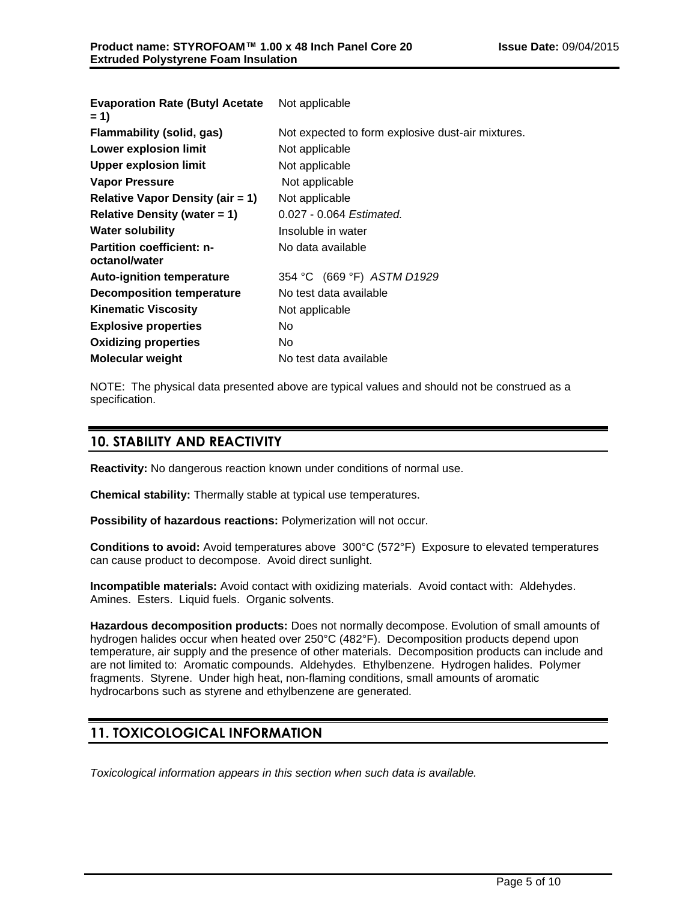| | |
|---|---|
| **Evaporation Rate (Butyl Acetate = 1)** | Not applicable |
| **Flammability (solid, gas)** | Not expected to form explosive dust-air mixtures. |
| **Lower explosion limit** | Not applicable |
| **Upper explosion limit** | Not applicable |
| **Vapor Pressure** | Not applicable |
| **Relative Vapor Density (air = 1)** | Not applicable |
| **Relative Density (water = 1)** | 0.027 - 0.064 *Estimated.* |
| **Water solubility** | Insoluble in water |
| **Partition coefficient: n-octanol/water** | No data available |
| **Auto-ignition temperature** | 354 °C (669 °F) *ASTM D1929* |
| **Decomposition temperature** | No test data available |
| **Kinematic Viscosity** | Not applicable |
| **Explosive properties** | No |
| **Oxidizing properties** | No |
| **Molecular weight** | No test data available |

NOTE: The physical data presented above are typical values and should not be construed as a specification.

## 10. STABILITY AND REACTIVITY

**Reactivity:** No dangerous reaction known under conditions of normal use.

**Chemical stability:** Thermally stable at typical use temperatures.

**Possibility of hazardous reactions:** Polymerization will not occur.

**Conditions to avoid:** Avoid temperatures above 300°C (572°F) Exposure to elevated temperatures can cause product to decompose. Avoid direct sunlight.

**Incompatible materials:** Avoid contact with oxidizing materials. Avoid contact with: Aldehydes. Amines. Esters. Liquid fuels. Organic solvents.

**Hazardous decomposition products:** Does not normally decompose. Evolution of small amounts of hydrogen halides occur when heated over 250°C (482°F). Decomposition products depend upon temperature, air supply and the presence of other materials. Decomposition products can include and are not limited to: Aromatic compounds. Aldehydes. Ethylbenzene. Hydrogen halides. Polymer fragments. Styrene. Under high heat, non-flaming conditions, small amounts of aromatic hydrocarbons such as styrene and ethylbenzene are generated.

## 11. TOXICOLOGICAL INFORMATION

*Toxicological information appears in this section when such data is available.*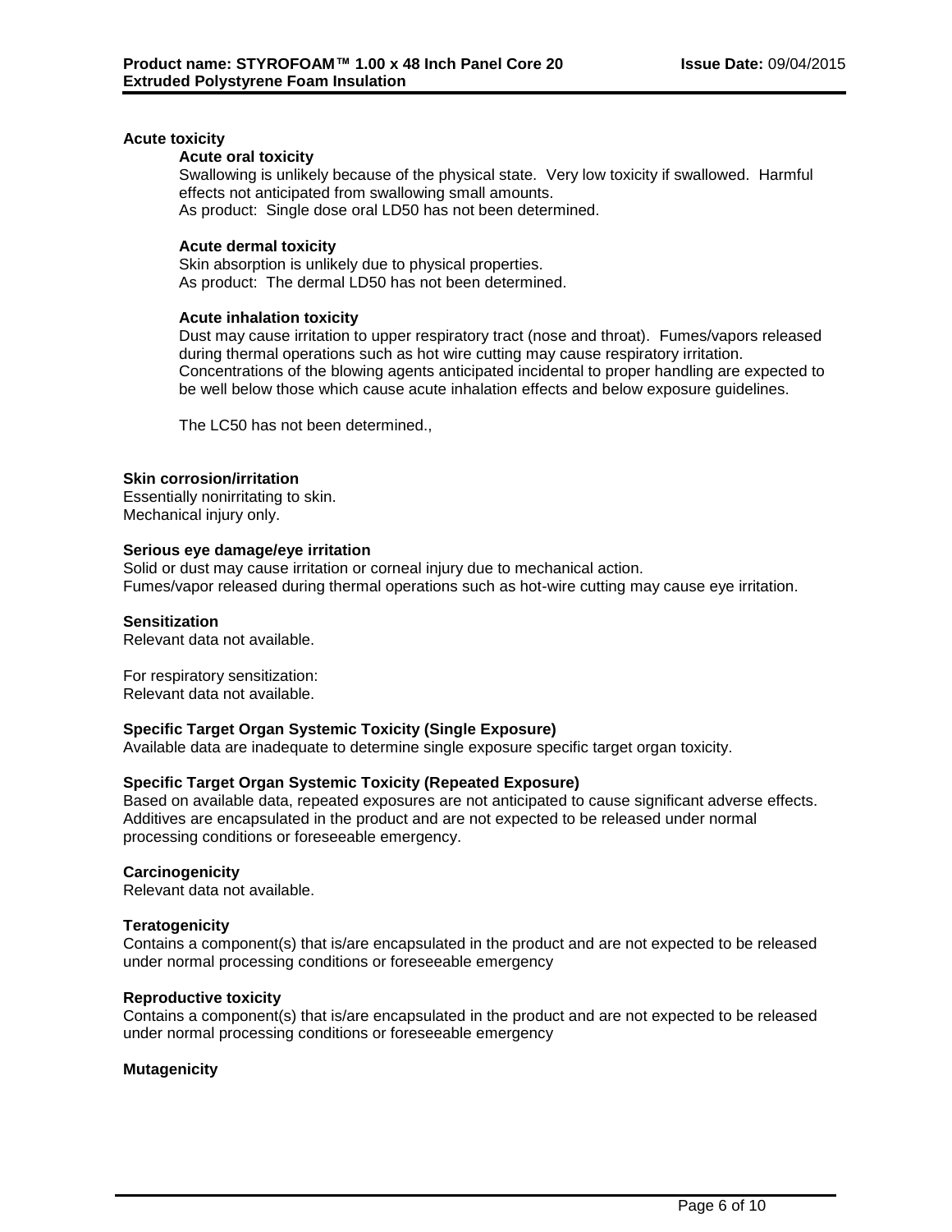### Acute toxicity

#### Acute oral toxicity

Swallowing is unlikely because of the physical state. Very low toxicity if swallowed. Harmful effects not anticipated from swallowing small amounts.
As product: Single dose oral LD50 has not been determined.

#### Acute dermal toxicity

Skin absorption is unlikely due to physical properties.
As product: The dermal LD50 has not been determined.

#### Acute inhalation toxicity

Dust may cause irritation to upper respiratory tract (nose and throat). Fumes/vapors released during thermal operations such as hot wire cutting may cause respiratory irritation. Concentrations of the blowing agents anticipated incidental to proper handling are expected to be well below those which cause acute inhalation effects and below exposure guidelines.

The LC50 has not been determined.,

### Skin corrosion/irritation

Essentially nonirritating to skin.
Mechanical injury only.

### Serious eye damage/eye irritation

Solid or dust may cause irritation or corneal injury due to mechanical action.
Fumes/vapor released during thermal operations such as hot-wire cutting may cause eye irritation.

### Sensitization

Relevant data not available.

For respiratory sensitization:
Relevant data not available.

### Specific Target Organ Systemic Toxicity (Single Exposure)

Available data are inadequate to determine single exposure specific target organ toxicity.

### Specific Target Organ Systemic Toxicity (Repeated Exposure)

Based on available data, repeated exposures are not anticipated to cause significant adverse effects. Additives are encapsulated in the product and are not expected to be released under normal processing conditions or foreseeable emergency.

### Carcinogenicity

Relevant data not available.

### Teratogenicity

Contains a component(s) that is/are encapsulated in the product and are not expected to be released under normal processing conditions or foreseeable emergency

### Reproductive toxicity

Contains a component(s) that is/are encapsulated in the product and are not expected to be released under normal processing conditions or foreseeable emergency

### Mutagenicity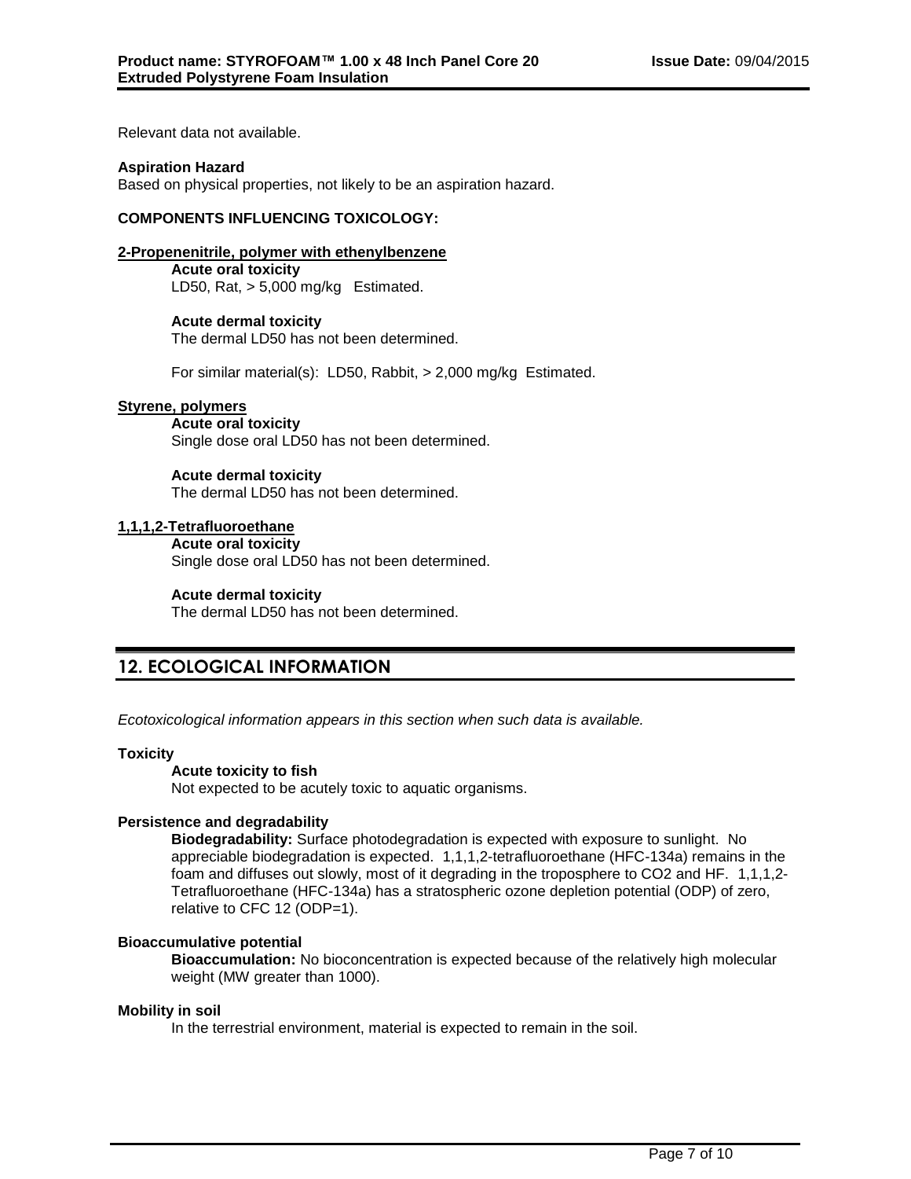Relevant data not available.

**Aspiration Hazard**
Based on physical properties, not likely to be an aspiration hazard.

**COMPONENTS INFLUENCING TOXICOLOGY:**

**2-Propenenitrile, polymer with ethenylbenzene**

**Acute oral toxicity**
LD50, Rat, > 5,000 mg/kg Estimated.

**Acute dermal toxicity**
The dermal LD50 has not been determined.

For similar material(s): LD50, Rabbit, > 2,000 mg/kg Estimated.

**Styrene, polymers**

**Acute oral toxicity**
Single dose oral LD50 has not been determined.

**Acute dermal toxicity**
The dermal LD50 has not been determined.

**1,1,1,2-Tetrafluoroethane**

**Acute oral toxicity**
Single dose oral LD50 has not been determined.

**Acute dermal toxicity**
The dermal LD50 has not been determined.

## 12. ECOLOGICAL INFORMATION

*Ecotoxicological information appears in this section when such data is available.*

**Toxicity**

**Acute toxicity to fish**
Not expected to be acutely toxic to aquatic organisms.

**Persistence and degradability**

**Biodegradability:** Surface photodegradation is expected with exposure to sunlight. No appreciable biodegradation is expected. 1,1,1,2-tetrafluoroethane (HFC-134a) remains in the foam and diffuses out slowly, most of it degrading in the troposphere to $CO_2$ and HF. 1,1,1,2-Tetrafluoroethane (HFC-134a) has a stratospheric ozone depletion potential (ODP) of zero, relative to CFC 12 (ODP=1).

**Bioaccumulative potential**

**Bioaccumulation:** No bioconcentration is expected because of the relatively high molecular weight (MW greater than 1000).

**Mobility in soil**
In the terrestrial environment, material is expected to remain in the soil.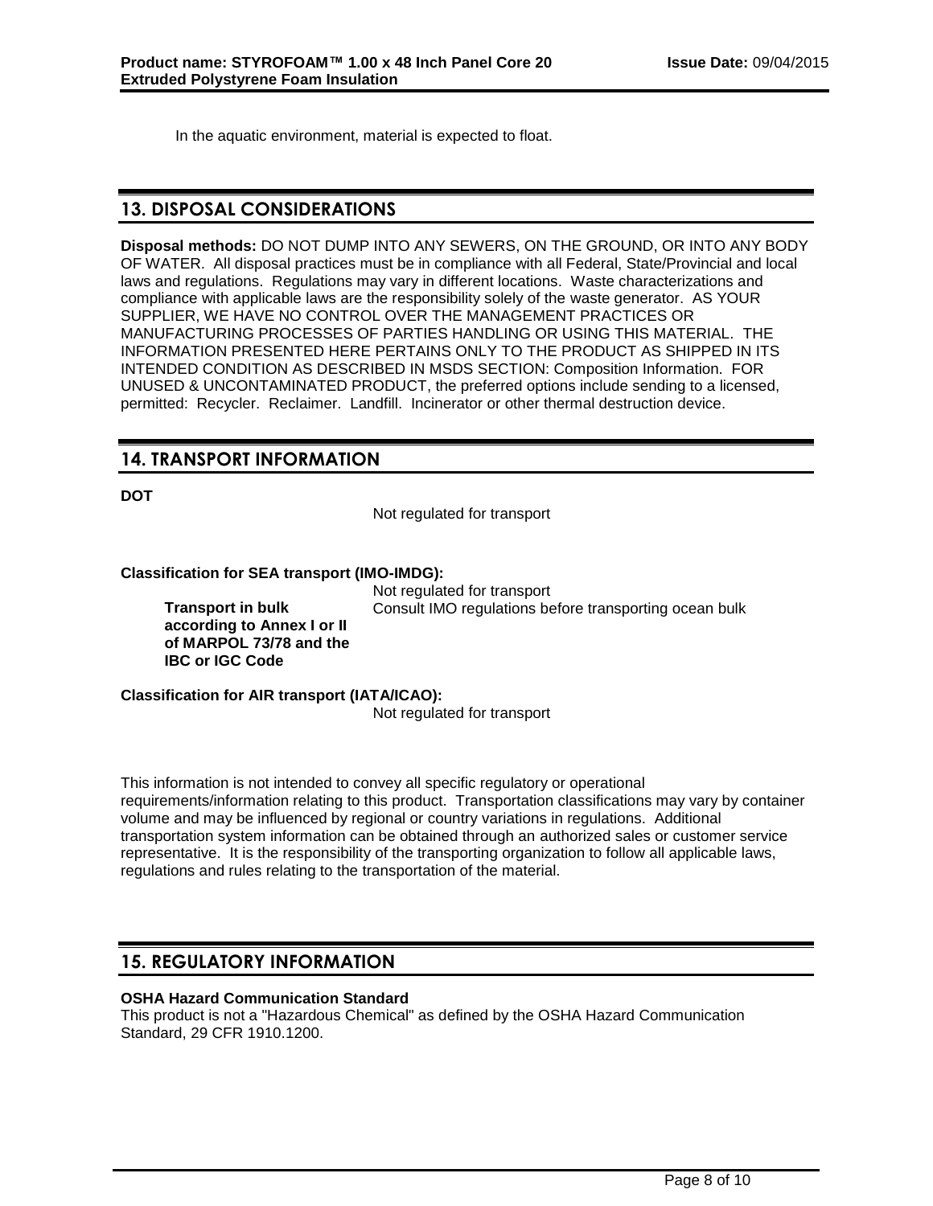In the aquatic environment, material is expected to float.

## 13. DISPOSAL CONSIDERATIONS

**Disposal methods:** DO NOT DUMP INTO ANY SEWERS, ON THE GROUND, OR INTO ANY BODY OF WATER. All disposal practices must be in compliance with all Federal, State/Provincial and local laws and regulations. Regulations may vary in different locations. Waste characterizations and compliance with applicable laws are the responsibility solely of the waste generator. AS YOUR SUPPLIER, WE HAVE NO CONTROL OVER THE MANAGEMENT PRACTICES OR MANUFACTURING PROCESSES OF PARTIES HANDLING OR USING THIS MATERIAL. THE INFORMATION PRESENTED HERE PERTAINS ONLY TO THE PRODUCT AS SHIPPED IN ITS INTENDED CONDITION AS DESCRIBED IN MSDS SECTION: Composition Information. FOR UNUSED & UNCONTAMINATED PRODUCT, the preferred options include sending to a licensed, permitted: Recycler. Reclaimer. Landfill. Incinerator or other thermal destruction device.

## 14. TRANSPORT INFORMATION

**DOT**

Not regulated for transport

**Classification for SEA transport (IMO-IMDG):**

Not regulated for transport

**Transport in bulk according to Annex I or II of MARPOL 73/78 and the IBC or IGC Code**: Consult IMO regulations before transporting ocean bulk

**Classification for AIR transport (IATA/ICAO):**

Not regulated for transport

This information is not intended to convey all specific regulatory or operational requirements/information relating to this product. Transportation classifications may vary by container volume and may be influenced by regional or country variations in regulations. Additional transportation system information can be obtained through an authorized sales or customer service representative. It is the responsibility of the transporting organization to follow all applicable laws, regulations and rules relating to the transportation of the material.

## 15. REGULATORY INFORMATION

**OSHA Hazard Communication Standard**

This product is not a "Hazardous Chemical" as defined by the OSHA Hazard Communication Standard, 29 CFR 1910.1200.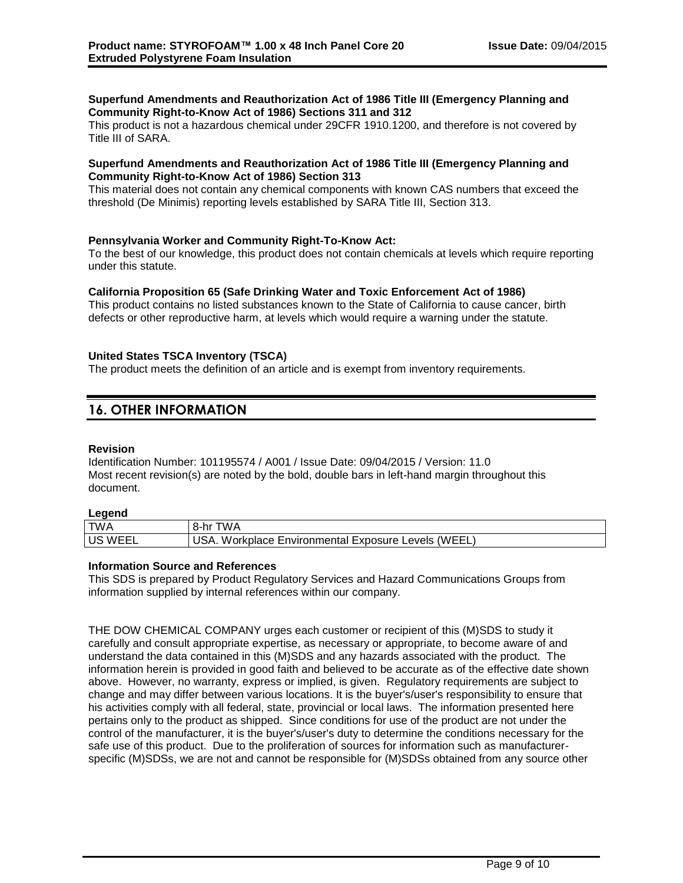**Superfund Amendments and Reauthorization Act of 1986 Title III (Emergency Planning and Community Right-to-Know Act of 1986) Sections 311 and 312**
This product is not a hazardous chemical under 29CFR 1910.1200, and therefore is not covered by Title III of SARA.

**Superfund Amendments and Reauthorization Act of 1986 Title III (Emergency Planning and Community Right-to-Know Act of 1986) Section 313**
This material does not contain any chemical components with known CAS numbers that exceed the threshold (De Minimis) reporting levels established by SARA Title III, Section 313.

**Pennsylvania Worker and Community Right-To-Know Act:**
To the best of our knowledge, this product does not contain chemicals at levels which require reporting under this statute.

**California Proposition 65 (Safe Drinking Water and Toxic Enforcement Act of 1986)**
This product contains no listed substances known to the State of California to cause cancer, birth defects or other reproductive harm, at levels which would require a warning under the statute.

**United States TSCA Inventory (TSCA)**
The product meets the definition of an article and is exempt from inventory requirements.

## 16. OTHER INFORMATION

**Revision**
Identification Number: 101195574 / A001 / Issue Date: 09/04/2015 / Version: 11.0
Most recent revision(s) are noted by the bold, double bars in left-hand margin throughout this document.

**Legend**

| TWA | 8-hr TWA |
|---|---|
| US WEEL | USA. Workplace Environmental Exposure Levels (WEEL) |

**Information Source and References**
This SDS is prepared by Product Regulatory Services and Hazard Communications Groups from information supplied by internal references within our company.

THE DOW CHEMICAL COMPANY urges each customer or recipient of this (M)SDS to study it carefully and consult appropriate expertise, as necessary or appropriate, to become aware of and understand the data contained in this (M)SDS and any hazards associated with the product. The information herein is provided in good faith and believed to be accurate as of the effective date shown above. However, no warranty, express or implied, is given. Regulatory requirements are subject to change and may differ between various locations. It is the buyer's/user's responsibility to ensure that his activities comply with all federal, state, provincial or local laws. The information presented here pertains only to the product as shipped. Since conditions for use of the product are not under the control of the manufacturer, it is the buyer's/user's duty to determine the conditions necessary for the safe use of this product. Due to the proliferation of sources for information such as manufacturer-specific (M)SDSs, we are not and cannot be responsible for (M)SDSs obtained from any source other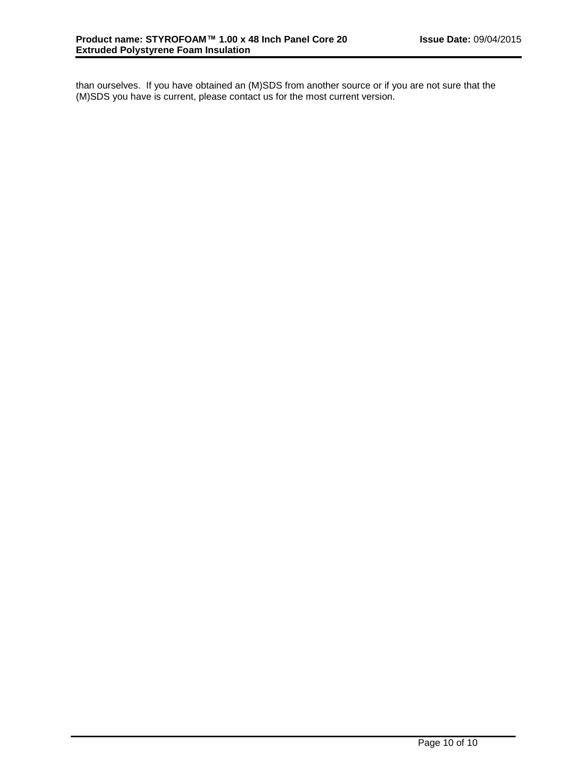than ourselves.  If you have obtained an (M)SDS from another source or if you are not sure that the (M)SDS you have is current, please contact us for the most current version.